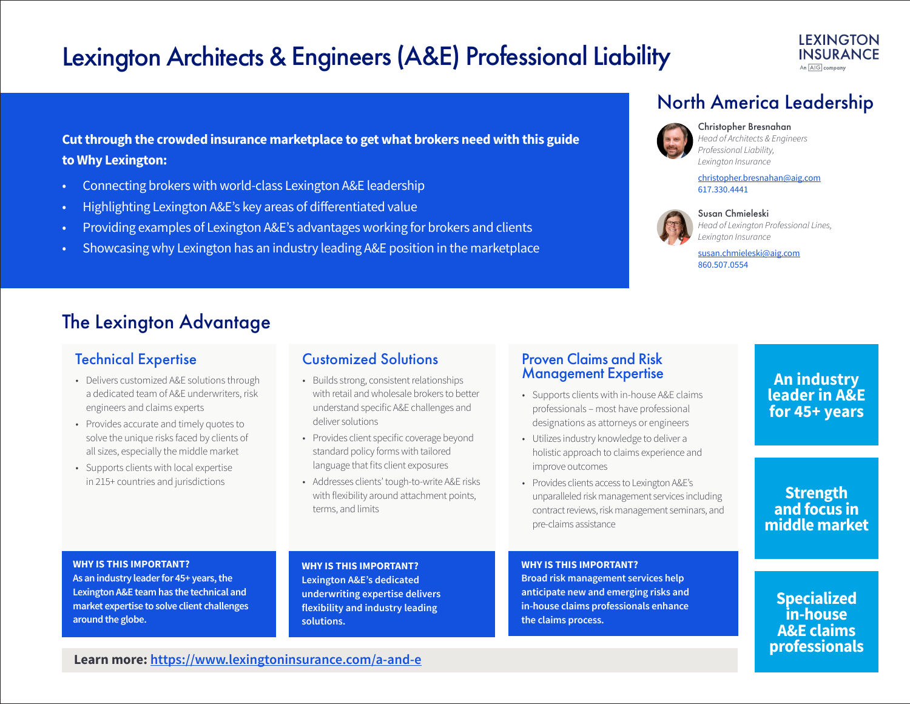# Lexington Architects & Engineers (A&E) Professional Liability

LEXINGTON INSURANCE
An AIG company

**Cut through the crowded insurance marketplace to get what brokers need with this guide to Why Lexington:**

- Connecting brokers with world-class Lexington A&E leadership
- Highlighting Lexington A&E's key areas of differentiated value
- Providing examples of Lexington A&E's advantages working for brokers and clients
- Showcasing why Lexington has an industry leading A&E position in the marketplace

## North America Leadership

**Christopher Bresnahan**
*Head of Architects & Engineers Professional Liability, Lexington Insurance*
christopher.bresnahan@aig.com
617.330.4441

**Susan Chmieleski**
*Head of Lexington Professional Lines, Lexington Insurance*
susan.chmieleski@aig.com
860.507.0554

## The Lexington Advantage

### Technical Expertise

- Delivers customized A&E solutions through a dedicated team of A&E underwriters, risk engineers and claims experts
- Provides accurate and timely quotes to solve the unique risks faced by clients of all sizes, especially the middle market
- Supports clients with local expertise in 215+ countries and jurisdictions

**WHY IS THIS IMPORTANT?**
**As an industry leader for 45+ years, the Lexington A&E team has the technical and market expertise to solve client challenges around the globe.**

### Customized Solutions

- Builds strong, consistent relationships with retail and wholesale brokers to better understand specific A&E challenges and deliver solutions
- Provides client specific coverage beyond standard policy forms with tailored language that fits client exposures
- Addresses clients' tough-to-write A&E risks with flexibility around attachment points, terms, and limits

**WHY IS THIS IMPORTANT?**
**Lexington A&E's dedicated underwriting expertise delivers flexibility and industry leading solutions.**

### Proven Claims and Risk Management Expertise

- Supports clients with in-house A&E claims professionals – most have professional designations as attorneys or engineers
- Utilizes industry knowledge to deliver a holistic approach to claims experience and improve outcomes
- Provides clients access to Lexington A&E's unparalleled risk management services including contract reviews, risk management seminars, and pre-claims assistance

**WHY IS THIS IMPORTANT?**
**Broad risk management services help anticipate new and emerging risks and in-house claims professionals enhance the claims process.**

**An industry leader in A&E for 45+ years**

**Strength and focus in middle market**

**Specialized in-house A&E claims professionals**

**Learn more:** https://www.lexingtoninsurance.com/a-and-e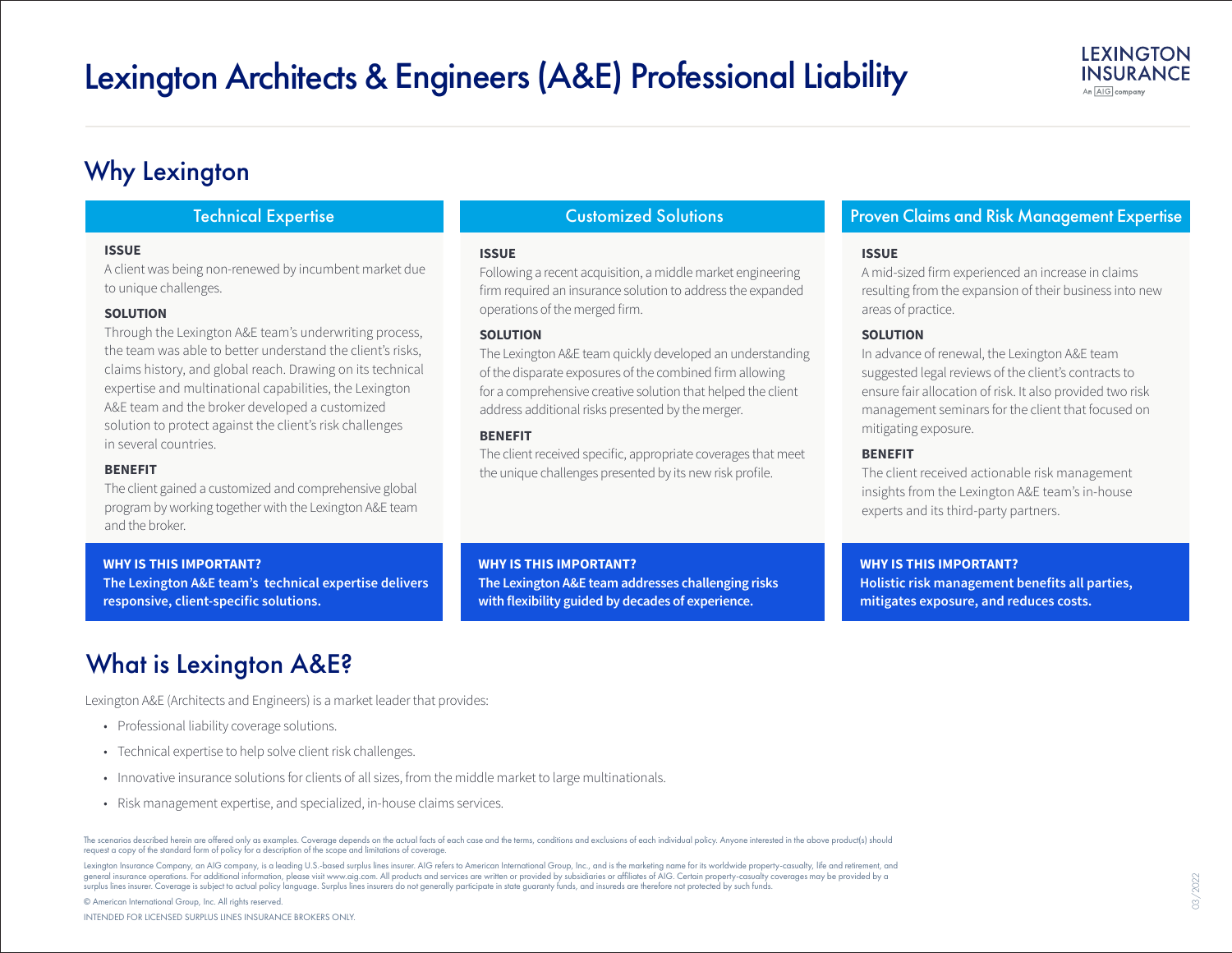# Lexington Architects & Engineers (A&E) Professional Liability

LEXINGTON INSURANCE
An AIG company

## Why Lexington

### Technical Expertise

**ISSUE**

A client was being non-renewed by incumbent market due to unique challenges.

**SOLUTION**

Through the Lexington A&E team's underwriting process, the team was able to better understand the client's risks, claims history, and global reach. Drawing on its technical expertise and multinational capabilities, the Lexington A&E team and the broker developed a customized solution to protect against the client's risk challenges in several countries.

**BENEFIT**

The client gained a customized and comprehensive global program by working together with the Lexington A&E team and the broker.

**WHY IS THIS IMPORTANT?**
**The Lexington A&E team's technical expertise delivers responsive, client-specific solutions.**

### Customized Solutions

**ISSUE**

Following a recent acquisition, a middle market engineering firm required an insurance solution to address the expanded operations of the merged firm.

**SOLUTION**

The Lexington A&E team quickly developed an understanding of the disparate exposures of the combined firm allowing for a comprehensive creative solution that helped the client address additional risks presented by the merger.

**BENEFIT**

The client received specific, appropriate coverages that meet the unique challenges presented by its new risk profile.

**WHY IS THIS IMPORTANT?**
**The Lexington A&E team addresses challenging risks with flexibility guided by decades of experience.**

### Proven Claims and Risk Management Expertise

**ISSUE**

A mid-sized firm experienced an increase in claims resulting from the expansion of their business into new areas of practice.

**SOLUTION**

In advance of renewal, the Lexington A&E team suggested legal reviews of the client's contracts to ensure fair allocation of risk. It also provided two risk management seminars for the client that focused on mitigating exposure.

**BENEFIT**

The client received actionable risk management insights from the Lexington A&E team's in-house experts and its third-party partners.

**WHY IS THIS IMPORTANT?**
**Holistic risk management benefits all parties, mitigates exposure, and reduces costs.**

## What is Lexington A&E?

Lexington A&E (Architects and Engineers) is a market leader that provides:

- Professional liability coverage solutions.
- Technical expertise to help solve client risk challenges.
- Innovative insurance solutions for clients of all sizes, from the middle market to large multinationals.
- Risk management expertise, and specialized, in-house claims services.

The scenarios described herein are offered only as examples. Coverage depends on the actual facts of each case and the terms, conditions and exclusions of each individual policy. Anyone interested in the above product(s) should request a copy of the standard form of policy for a description of the scope and limitations of coverage.

Lexington Insurance Company, an AIG company, is a leading U.S.-based surplus lines insurer. AIG refers to American International Group, Inc., and is the marketing name for its worldwide property-casualty, life and retirement, and general insurance operations. For additional information, please visit www.aig.com. All products and services are written or provided by subsidiaries or affiliates of AIG. Certain property-casualty coverages may be provided by a surplus lines insurer. Coverage is subject to actual policy language. Surplus lines insurers do not generally participate in state guaranty funds, and insureds are therefore not protected by such funds.

© American International Group, Inc. All rights reserved.

INTENDED FOR LICENSED SURPLUS LINES INSURANCE BROKERS ONLY.

03/2022